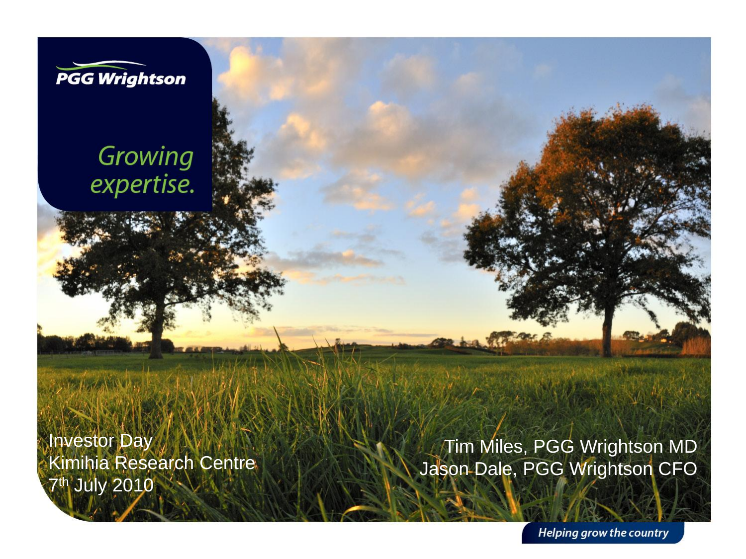PGG Wrightson

*Growing expertise.*

Investor Day
Kimihia Research Centre
7th July 2010

Tim Miles, PGG Wrightson MD
Jason Dale, PGG Wrightson CFO

*Helping grow the country*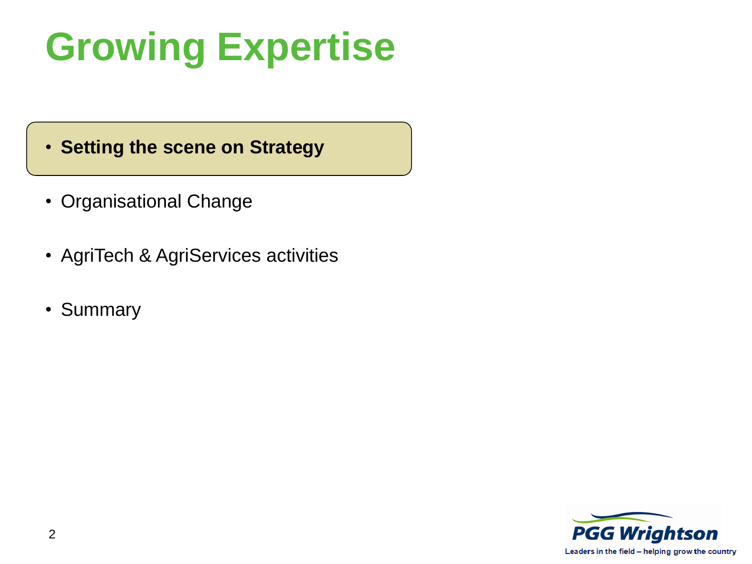# Growing Expertise

- **Setting the scene on Strategy**
- Organisational Change
- AgriTech & AgriServices activities
- Summary

PGG Wrightson

Leaders in the field – helping grow the country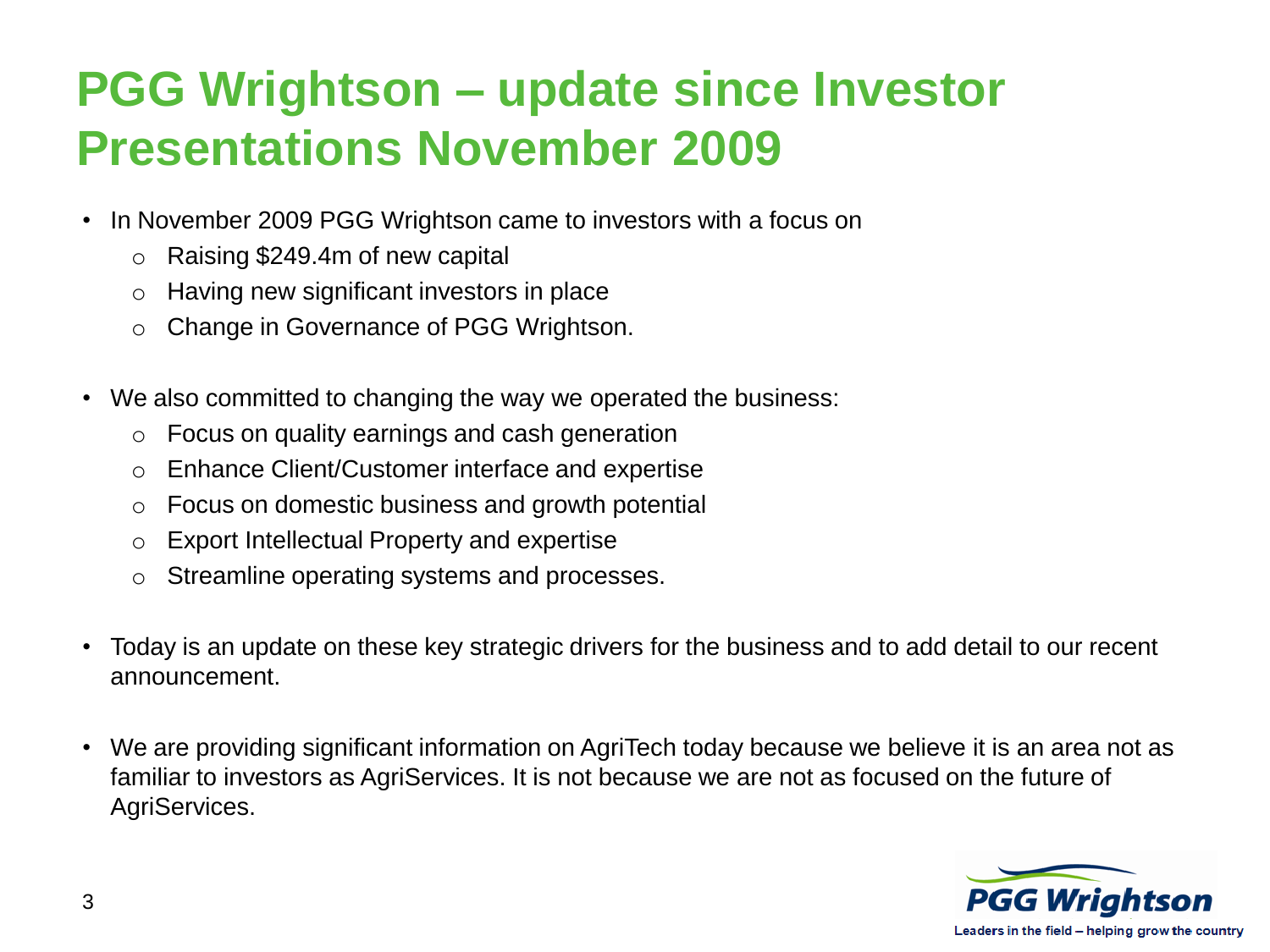# PGG Wrightson – update since Investor Presentations November 2009

- In November 2009 PGG Wrightson came to investors with a focus on
  - Raising $249.4m of new capital
  - Having new significant investors in place
  - Change in Governance of PGG Wrightson.

- We also committed to changing the way we operated the business:
  - Focus on quality earnings and cash generation
  - Enhance Client/Customer interface and expertise
  - Focus on domestic business and growth potential
  - Export Intellectual Property and expertise
  - Streamline operating systems and processes.

- Today is an update on these key strategic drivers for the business and to add detail to our recent announcement.

- We are providing significant information on AgriTech today because we believe it is an area not as familiar to investors as AgriServices. It is not because we are not as focused on the future of AgriServices.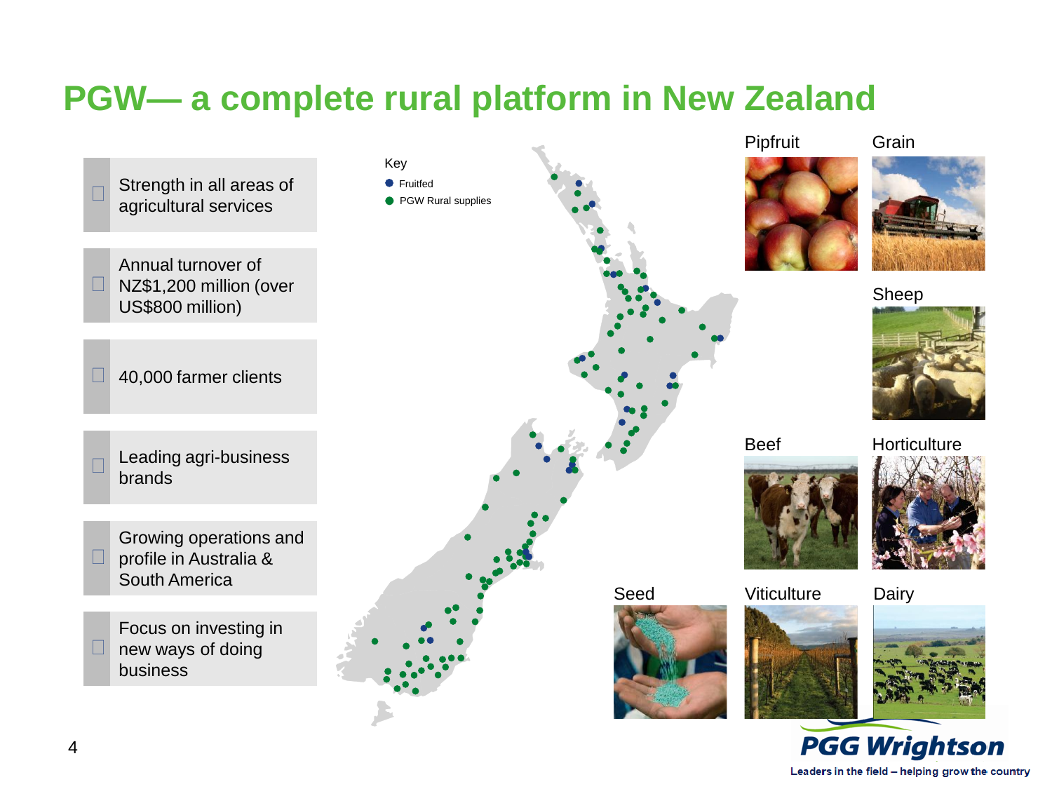# PGW— a complete rural platform in New Zealand

- Strength in all areas of agricultural services
- Annual turnover of NZ$1,200 million (over US$800 million)
- 40,000 farmer clients
- Leading agri-business brands
- Growing operations and profile in Australia & South America
- Focus on investing in new ways of doing business

Key
- Fruitfed
- PGW Rural supplies

Pipfruit | Grain | Sheep | Beef | Horticulture | Seed | Viticulture | Dairy

PGG Wrightson
Leaders in the field – helping grow the country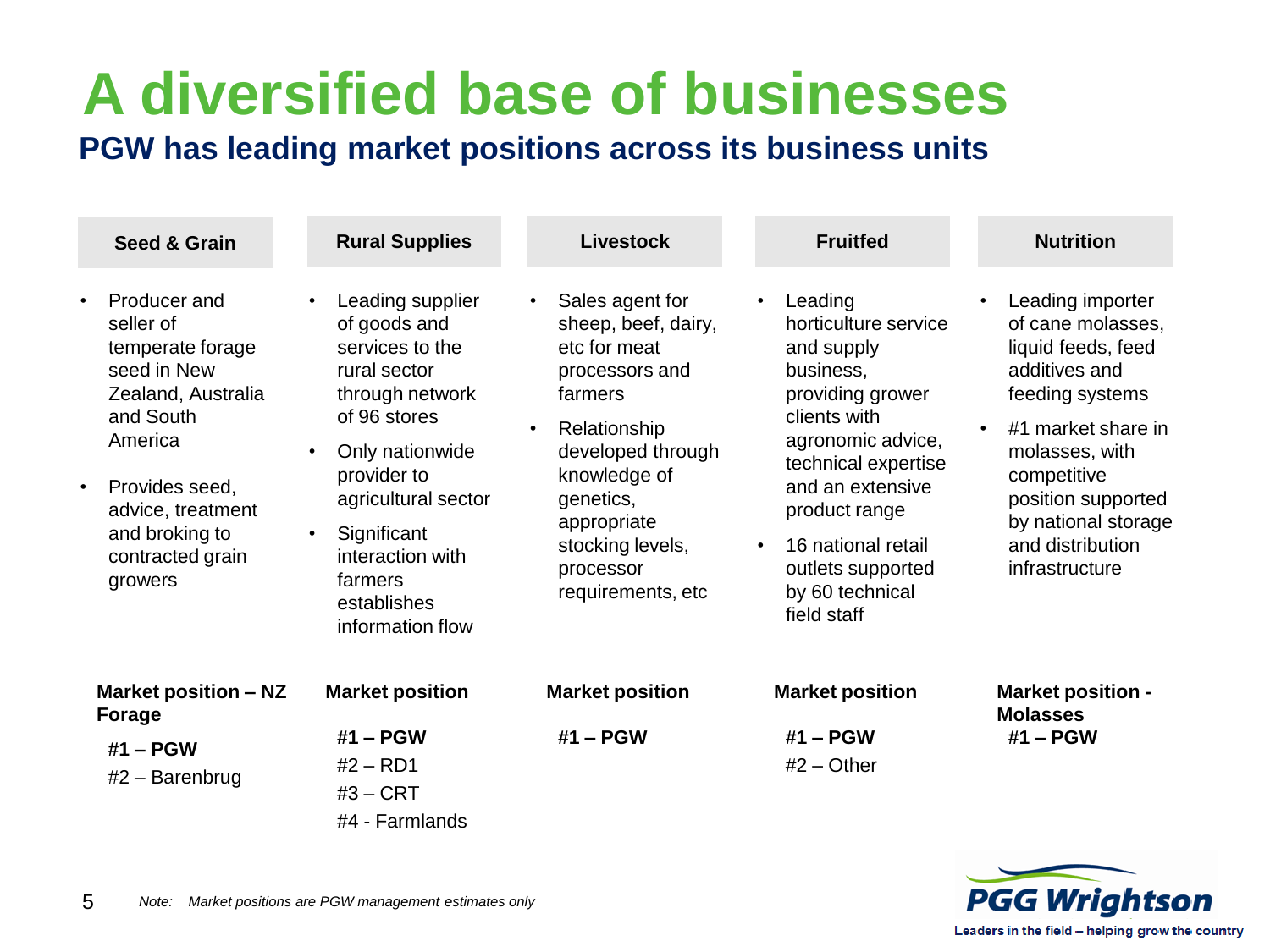# A diversified base of businesses

## PGW has leading market positions across its business units

### Seed & Grain

- Producer and seller of temperate forage seed in New Zealand, Australia and South America
- Provides seed, advice, treatment and broking to contracted grain growers

**Market position – NZ Forage**

**#1 – PGW**
#2 – Barenbrug

### Rural Supplies

- Leading supplier of goods and services to the rural sector through network of 96 stores
- Only nationwide provider to agricultural sector
- Significant interaction with farmers establishes information flow

**Market position**

**#1 – PGW**
#2 – RD1
#3 – CRT
#4 - Farmlands

### Livestock

- Sales agent for sheep, beef, dairy, etc for meat processors and farmers
- Relationship developed through knowledge of genetics, appropriate stocking levels, processor requirements, etc

**Market position**

**#1 – PGW**

### Fruitfed

- Leading horticulture service and supply business, providing grower clients with agronomic advice, technical expertise and an extensive product range
- 16 national retail outlets supported by 60 technical field staff

**Market position**

**#1 – PGW**
#2 – Other

### Nutrition

- Leading importer of cane molasses, liquid feeds, feed additives and feeding systems
- #1 market share in molasses, with competitive position supported by national storage and distribution infrastructure

**Market position - Molasses**

**#1 – PGW**

*Note: Market positions are PGW management estimates only*

PGG Wrightson — Leaders in the field – helping grow the country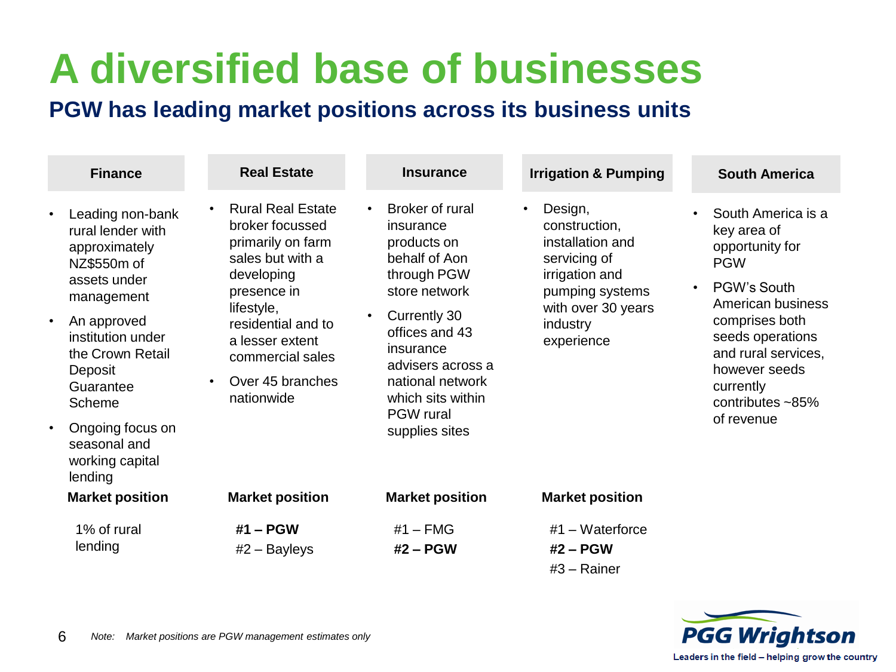# A diversified base of businesses

## PGW has leading market positions across its business units

### Finance

- Leading non-bank rural lender with approximately NZ$550m of assets under management
- An approved institution under the Crown Retail Deposit Guarantee Scheme
- Ongoing focus on seasonal and working capital lending

**Market position**

1% of rural lending

### Real Estate

- Rural Real Estate broker focussed primarily on farm sales but with a developing presence in lifestyle, residential and to a lesser extent commercial sales
- Over 45 branches nationwide

**Market position**

**#1 – PGW**
#2 – Bayleys

### Insurance

- Broker of rural insurance products on behalf of Aon through PGW store network
- Currently 30 offices and 43 insurance advisers across a national network which sits within PGW rural supplies sites

**Market position**

#1 – FMG
**#2 – PGW**

### Irrigation & Pumping

- Design, construction, installation and servicing of irrigation and pumping systems with over 30 years industry experience

**Market position**

#1 – Waterforce
**#2 – PGW**
#3 – Rainer

### South America

- South America is a key area of opportunity for PGW
- PGW's South American business comprises both seeds operations and rural services, however seeds currently contributes ~85% of revenue

*Note: Market positions are PGW management estimates only*

PGG Wrightson
Leaders in the field – helping grow the country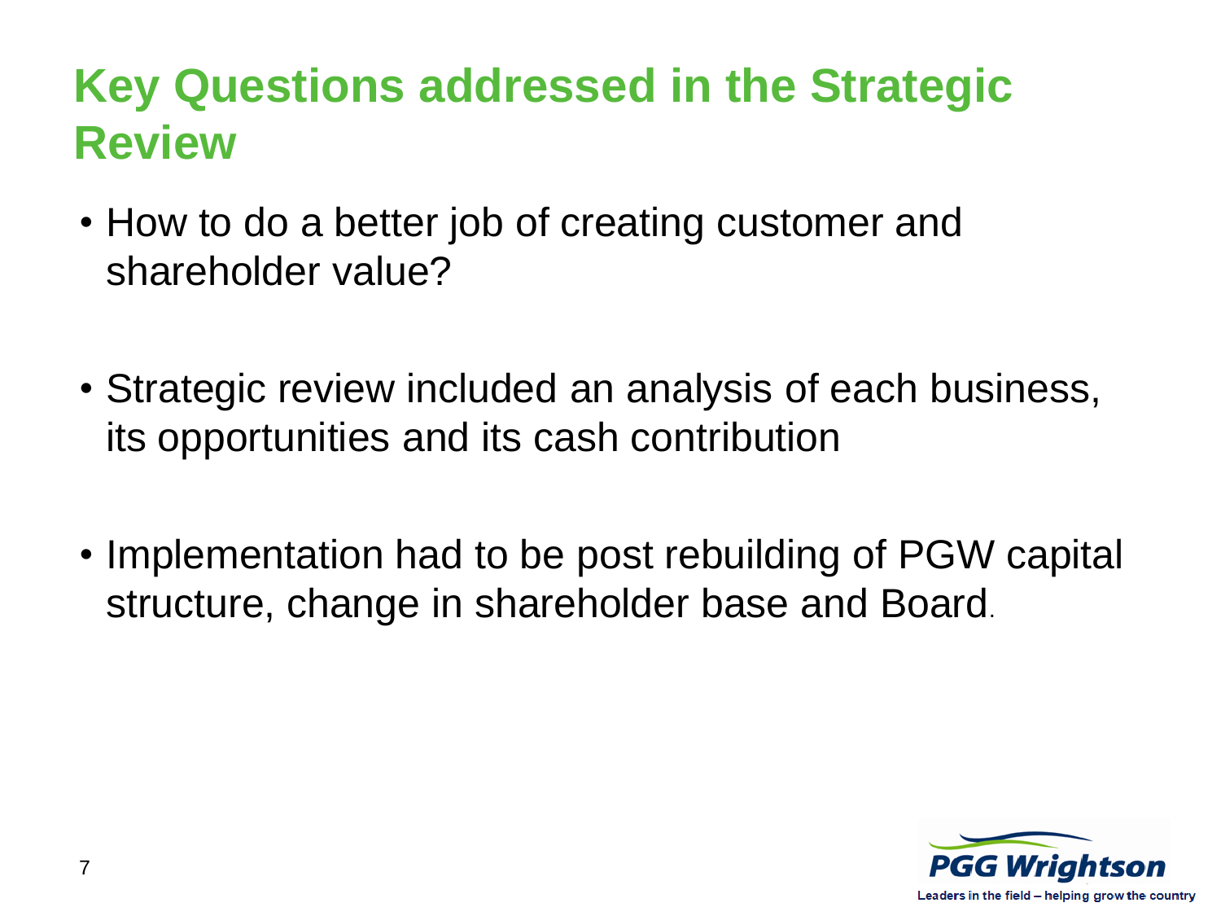# Key Questions addressed in the Strategic Review

- How to do a better job of creating customer and shareholder value?

- Strategic review included an analysis of each business, its opportunities and its cash contribution

- Implementation had to be post rebuilding of PGW capital structure, change in shareholder base and Board.

PGG Wrightson

Leaders in the field – helping grow the country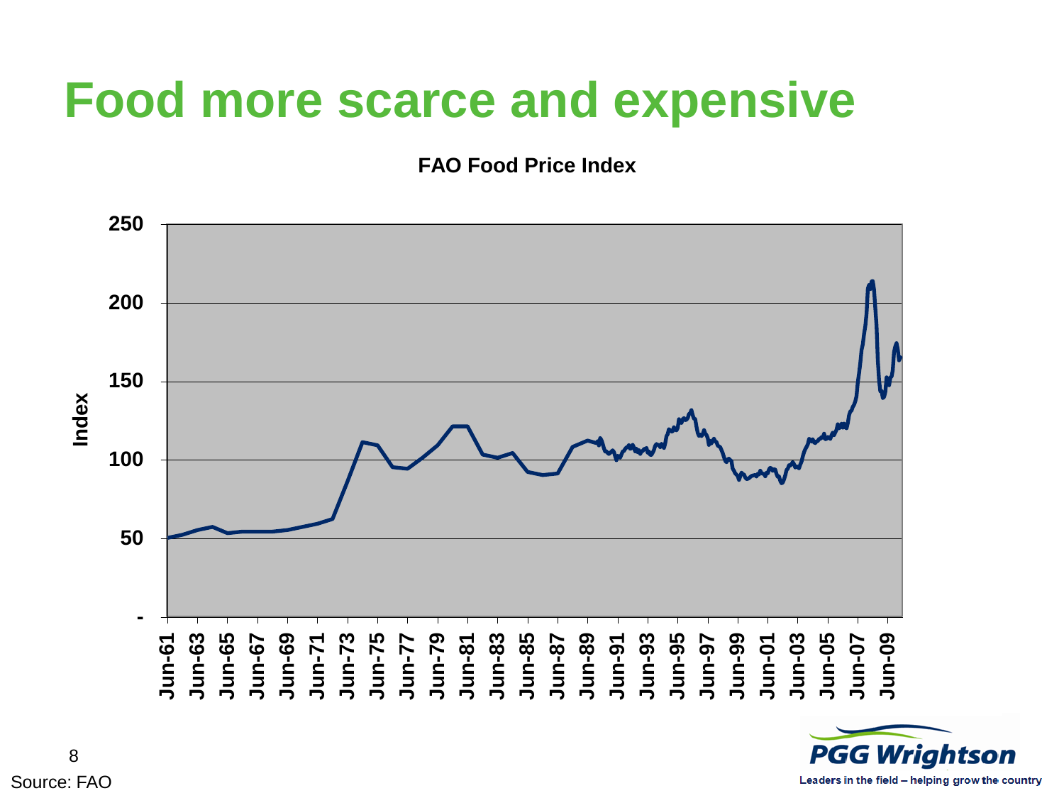# Food more scarce and expensive

**FAO Food Price Index**

Source: FAO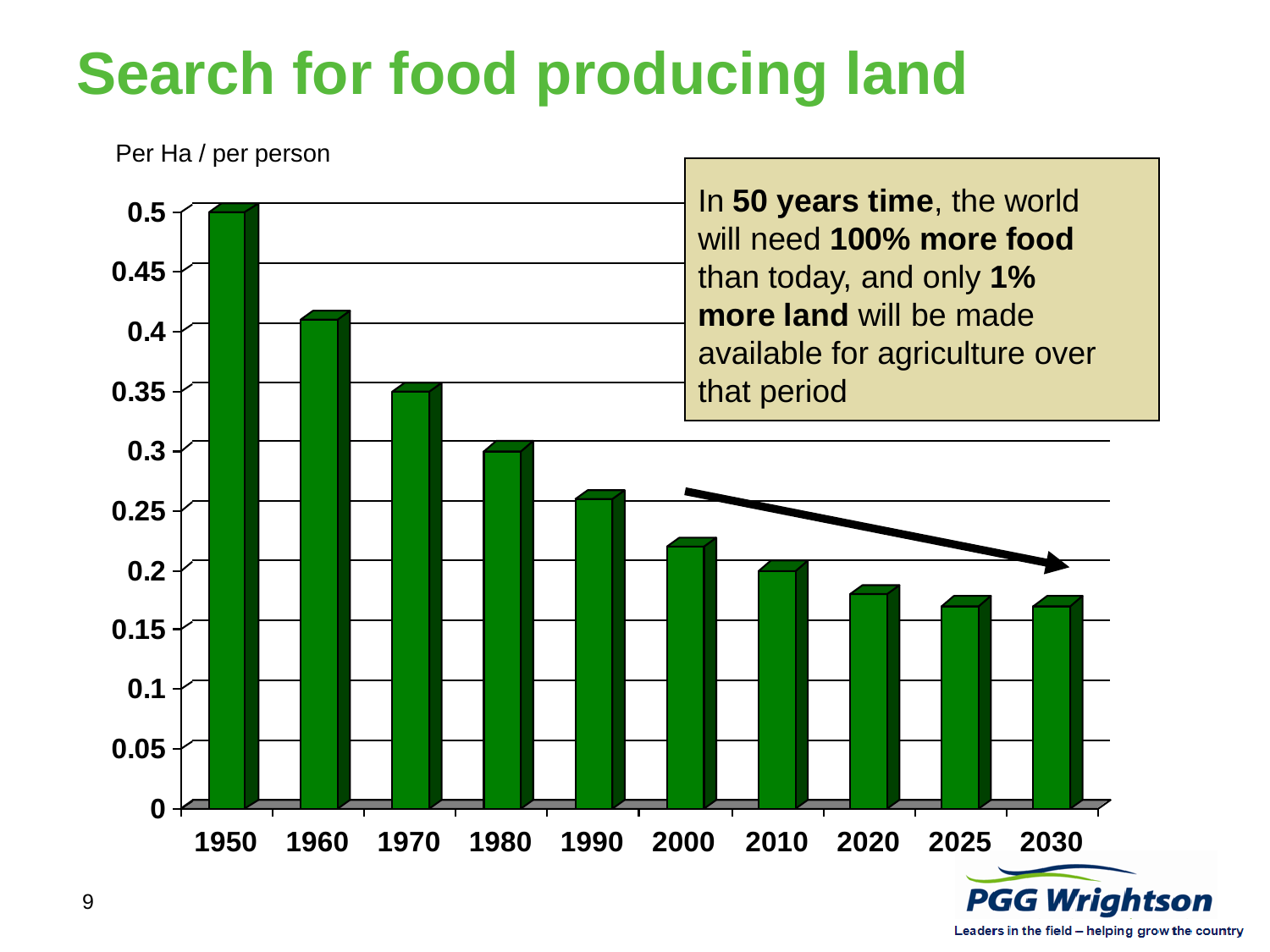# Search for food producing land

Per Ha / per person

| Year | Per Ha / per person |
|---|---|
| 1950 | 0.5 |
| 1960 | 0.41 |
| 1970 | 0.35 |
| 1980 | 0.3 |
| 1990 | 0.26 |
| 2000 | 0.22 |
| 2010 | 0.2 |
| 2020 | 0.18 |
| 2025 | 0.17 |
| 2030 | 0.17 |

In **50 years time**, the world will need **100% more food** than today, and only **1% more land** will be made available for agriculture over that period

PGG Wrightson

Leaders in the field – helping grow the country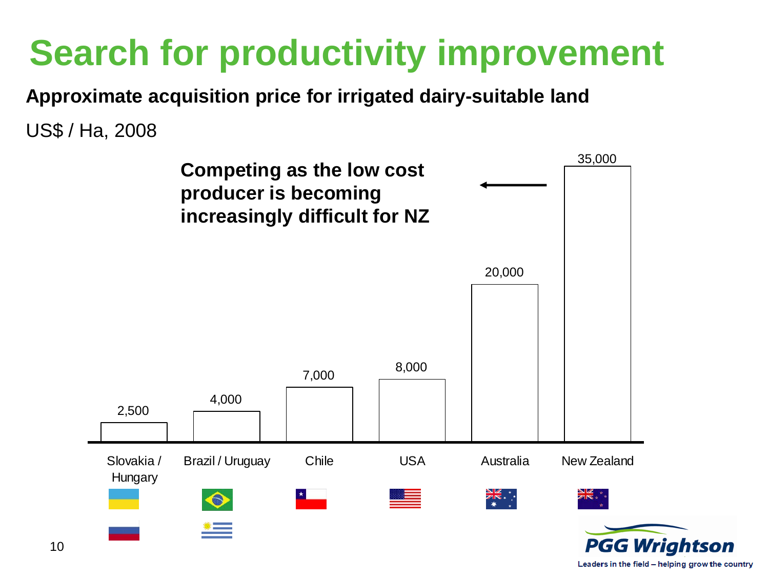# Search for productivity improvement

**Approximate acquisition price for irrigated dairy-suitable land**

US$ / Ha, 2008

**Competing as the low cost producer is becoming increasingly difficult for NZ**

| Country | US$ / Ha |
|---|---|
| Slovakia / Hungary | 2,500 |
| Brazil / Uruguay | 4,000 |
| Chile | 7,000 |
| USA | 8,000 |
| Australia | 20,000 |
| New Zealand | 35,000 |

PGG Wrightson
Leaders in the field – helping grow the country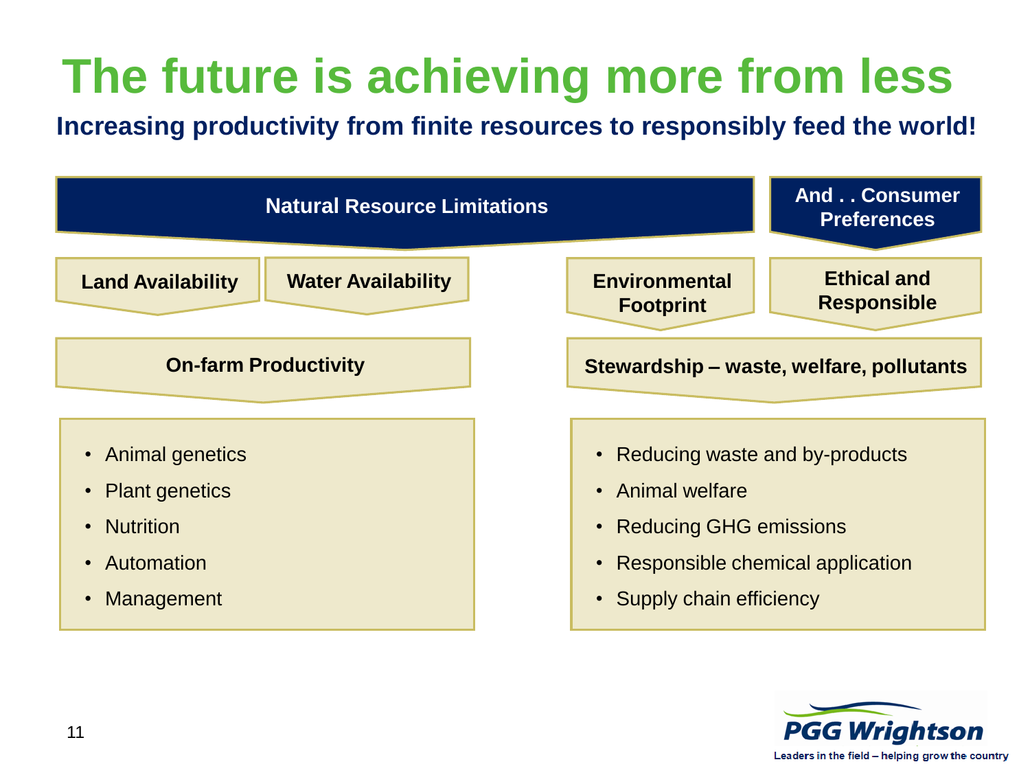# The future is achieving more from less

**Increasing productivity from finite resources to responsibly feed the world!**

**Natural Resource Limitations**

**And . . Consumer Preferences**

**Land Availability**

**Water Availability**

**Environmental Footprint**

**Ethical and Responsible**

**On-farm Productivity**

- Animal genetics
- Plant genetics
- Nutrition
- Automation
- Management

**Stewardship – waste, welfare, pollutants**

- Reducing waste and by-products
- Animal welfare
- Reducing GHG emissions
- Responsible chemical application
- Supply chain efficiency

PGG Wrightson
Leaders in the field – helping grow the country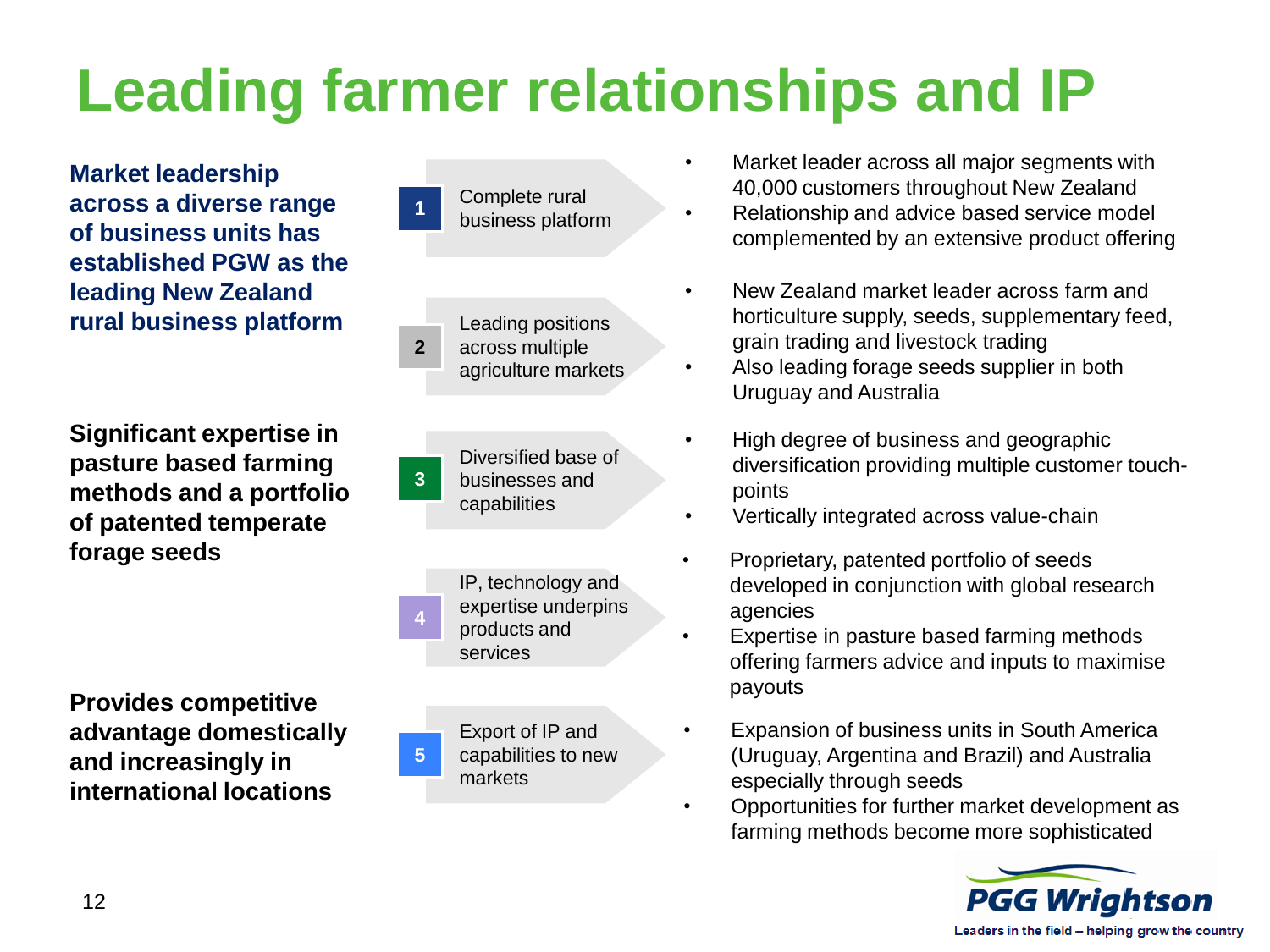# Leading farmer relationships and IP

**Market leadership across a diverse range of business units has established PGW as the leading New Zealand rural business platform**

**1 Complete rural business platform**

- Market leader across all major segments with 40,000 customers throughout New Zealand
- Relationship and advice based service model complemented by an extensive product offering

**2 Leading positions across multiple agriculture markets**

- New Zealand market leader across farm and horticulture supply, seeds, supplementary feed, grain trading and livestock trading
- Also leading forage seeds supplier in both Uruguay and Australia

**Significant expertise in pasture based farming methods and a portfolio of patented temperate forage seeds**

**3 Diversified base of businesses and capabilities**

- High degree of business and geographic diversification providing multiple customer touch-points
- Vertically integrated across value-chain

**4 IP, technology and expertise underpins products and services**

- Proprietary, patented portfolio of seeds developed in conjunction with global research agencies
- Expertise in pasture based farming methods offering farmers advice and inputs to maximise payouts

**Provides competitive advantage domestically and increasingly in international locations**

**5 Export of IP and capabilities to new markets**

- Expansion of business units in South America (Uruguay, Argentina and Brazil) and Australia especially through seeds
- Opportunities for further market development as farming methods become more sophisticated

PGG Wrightson — Leaders in the field – helping grow the country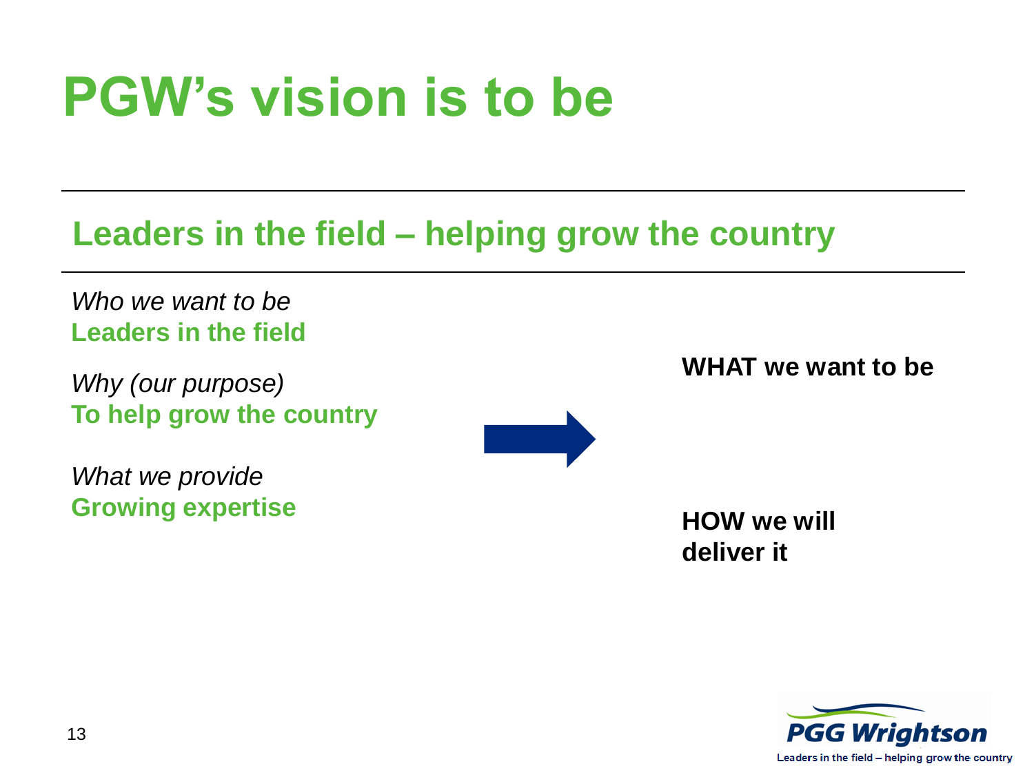# PGW's vision is to be

## Leaders in the field – helping grow the country

*Who we want to be*
**Leaders in the field**

*Why (our purpose)*
**To help grow the country**

*What we provide*
**Growing expertise**

**WHAT we want to be**

**HOW we will deliver it**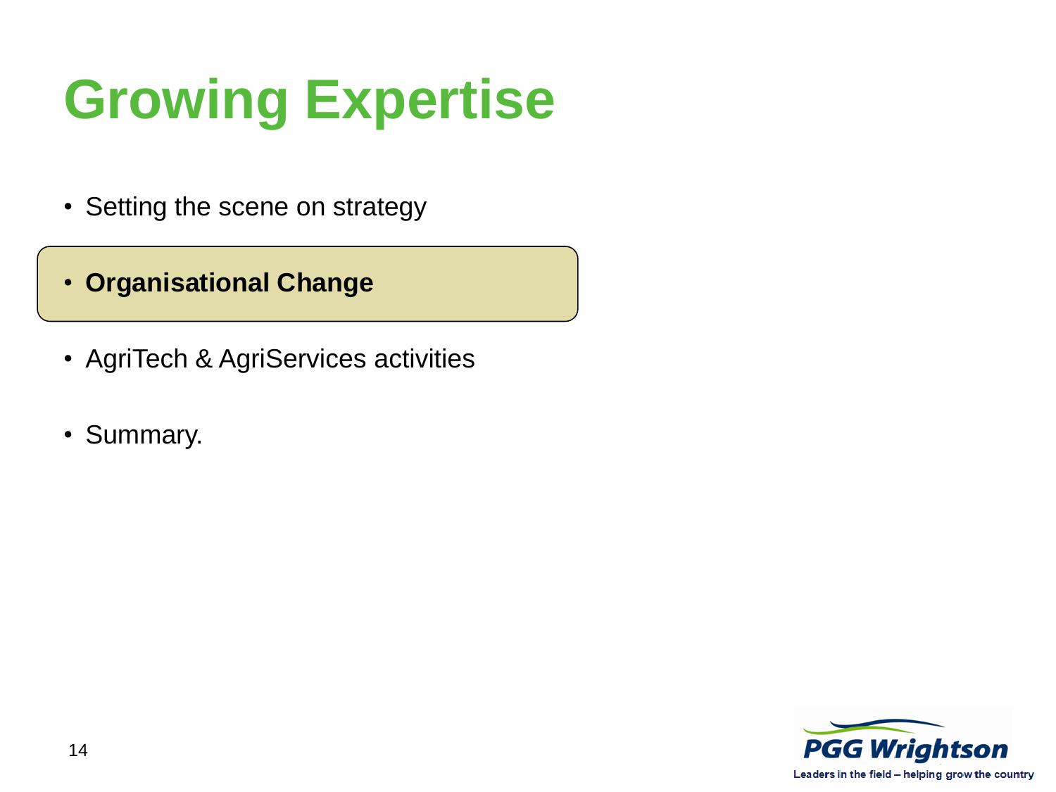# Growing Expertise

- Setting the scene on strategy
- **Organisational Change**
- AgriTech & AgriServices activities
- Summary.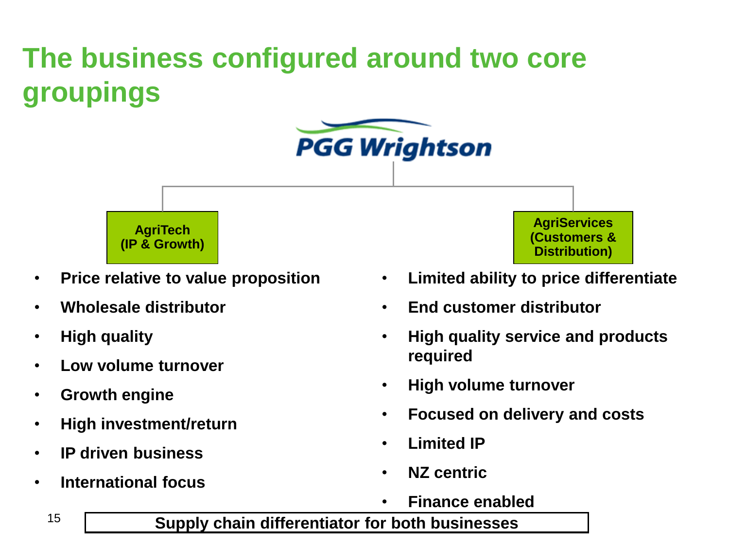# The business configured around two core groupings

PGG Wrightson

## AgriTech (IP & Growth)

- Price relative to value proposition
- Wholesale distributor
- High quality
- Low volume turnover
- Growth engine
- High investment/return
- IP driven business
- International focus

## AgriServices (Customers & Distribution)

- Limited ability to price differentiate
- End customer distributor
- High quality service and products required
- High volume turnover
- Focused on delivery and costs
- Limited IP
- NZ centric
- Finance enabled

**Supply chain differentiator for both businesses**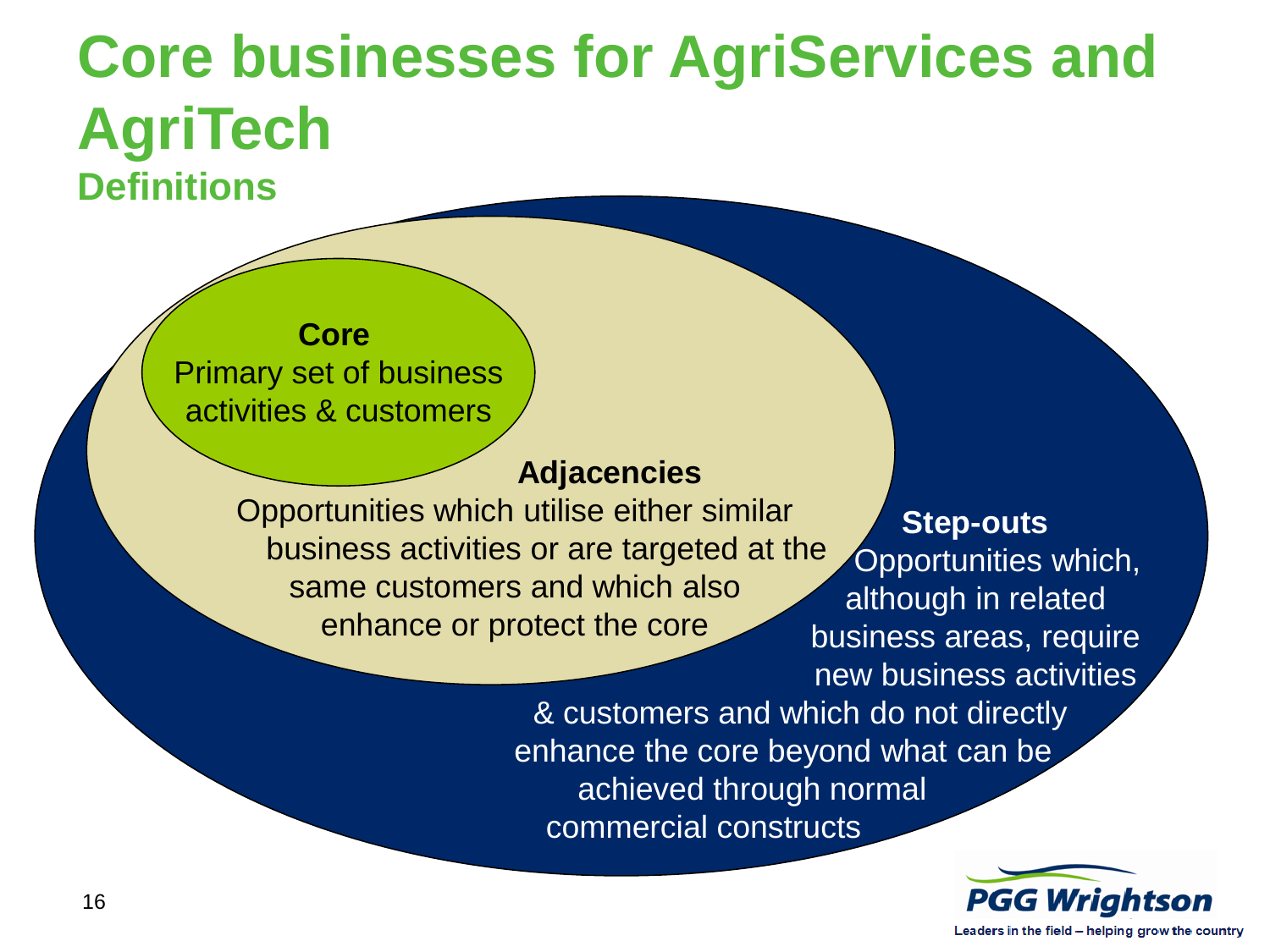# Core businesses for AgriServices and AgriTech

## Definitions

**Core**
Primary set of business activities & customers

**Adjacencies**
Opportunities which utilise either similar business activities or are targeted at the same customers and which also enhance or protect the core

**Step-outs**
Opportunities which, although in related business areas, require new business activities & customers and which do not directly enhance the core beyond what can be achieved through normal commercial constructs

PGG Wrightson
Leaders in the field – helping grow the country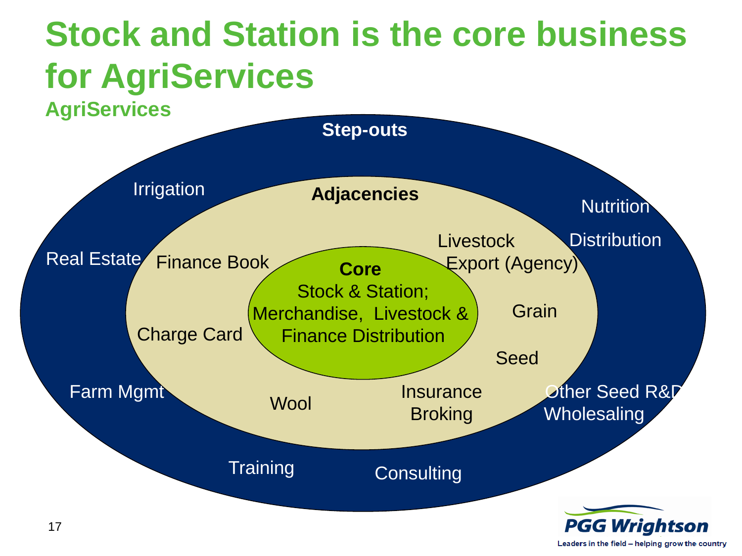# Stock and Station is the core business for AgriServices

## AgriServices

**Step-outs**

- Irrigation
- Real Estate
- Farm Mgmt
- Training
- Consulting
- Other Seed R&D
- Wholesaling
- Nutrition
- Distribution

**Adjacencies**

- Finance Book
- Charge Card
- Wool
- Insurance Broking
- Seed
- Grain
- Livestock Export (Agency)

**Core**

Stock & Station; Merchandise, Livestock & Finance Distribution

PGG Wrightson
Leaders in the field – helping grow the country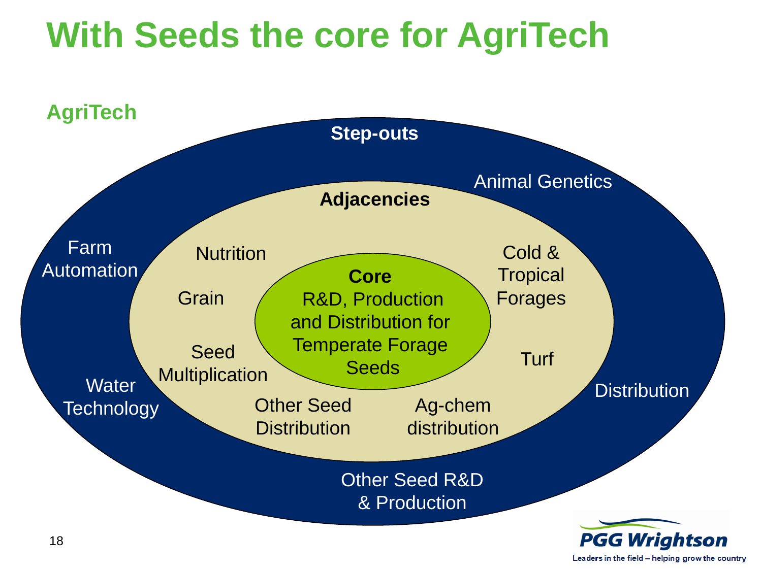# With Seeds the core for AgriTech

## AgriTech

**Step-outs**

- Animal Genetics
- Farm Automation
- Water Technology
- Distribution
- Other Seed R&D & Production

**Adjacencies**

- Nutrition
- Grain
- Seed Multiplication
- Other Seed Distribution
- Ag-chem distribution
- Turf
- Cold & Tropical Forages

**Core**

R&D, Production and Distribution for Temperate Forage Seeds

PGG Wrightson

Leaders in the field – helping grow the country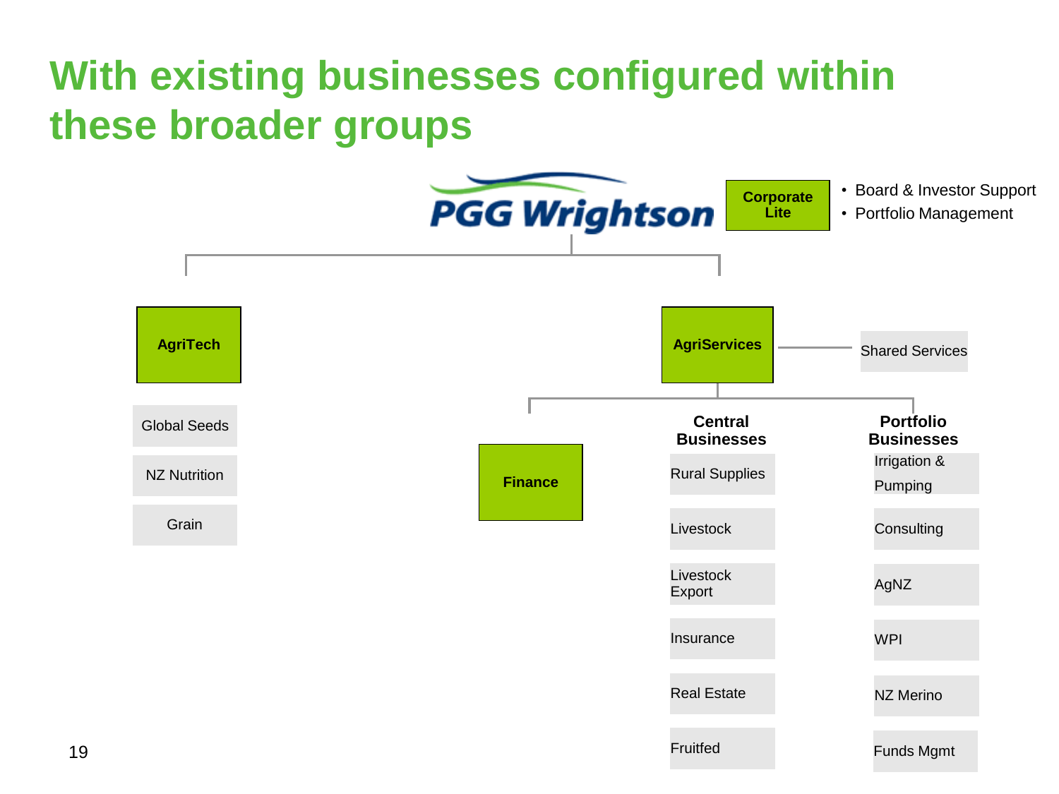# With existing businesses configured within these broader groups

PGG Wrightson

**Corporate Lite**

- Board & Investor Support
- Portfolio Management

**AgriTech**

- Global Seeds
- NZ Nutrition
- Grain

**AgriServices**

Shared Services

**Finance**

**Central Businesses**

- Rural Supplies
- Livestock
- Livestock Export
- Insurance
- Real Estate
- Fruitfed

**Portfolio Businesses**

- Irrigation & Pumping
- Consulting
- AgNZ
- WPI
- NZ Merino
- Funds Mgmt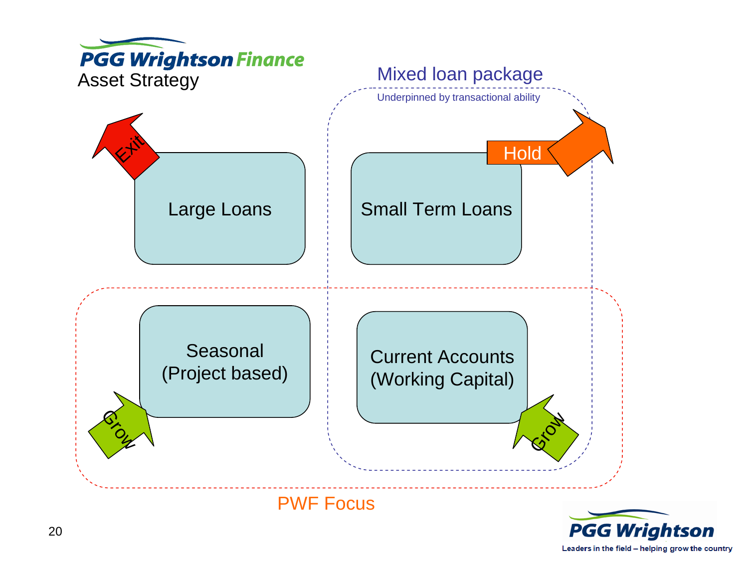# PGG Wrightson Finance

## Asset Strategy

**Mixed loan package**

Underpinned by transactional ability

- Large Loans — Exit
- Small Term Loans — Hold
- Seasonal (Project based) — Grow
- Current Accounts (Working Capital) — Grow

**PWF Focus**

PGG Wrightson

Leaders in the field – helping grow the country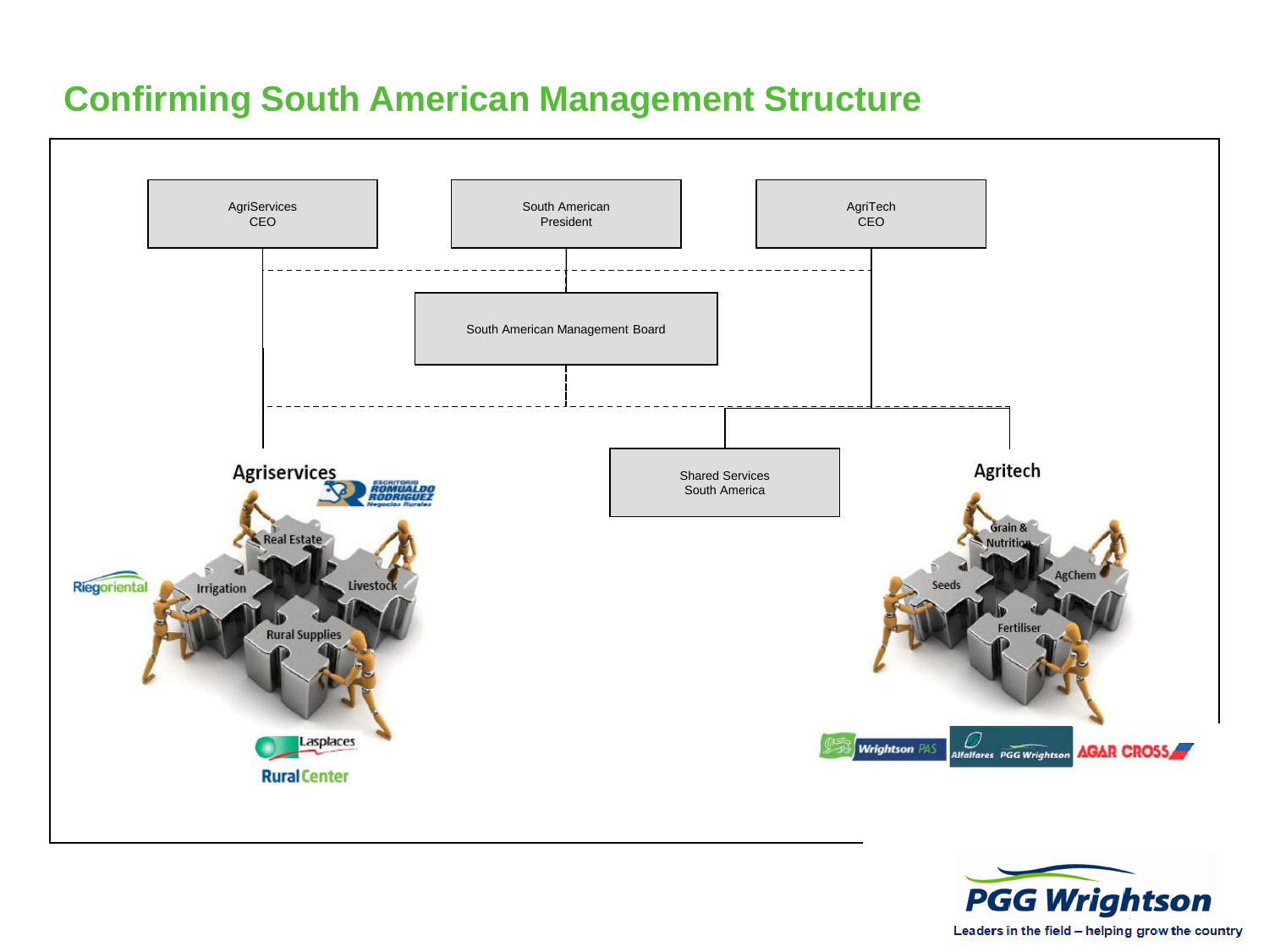# Confirming South American Management Structure

AgriServices CEO

South American President

AgriTech CEO

South American Management Board

Shared Services South America

Agriservices

- Real Estate
- Irrigation
- Livestock
- Rural Supplies

Escritorio Romualdo Rodriguez Negocios Rurales

Riegoriental

Lasplaces

Rural Center

Agritech

- Grain & Nutrition
- Seeds
- AgChem
- Fertiliser

Wrightson PAS

Alfalfares PGG Wrightson

AGAR CROSS

PGG Wrightson

Leaders in the field – helping grow the country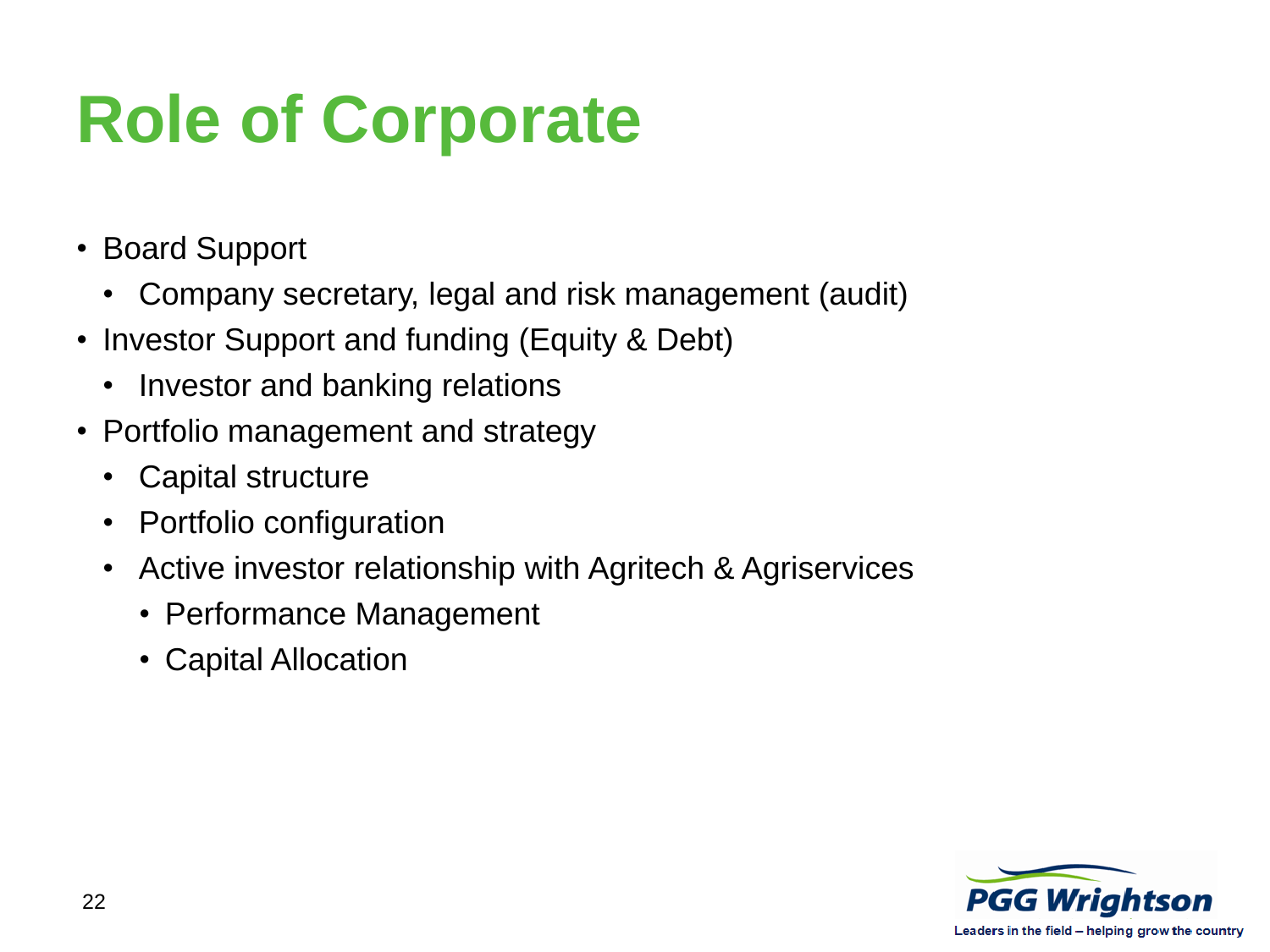# Role of Corporate

- Board Support
  - Company secretary, legal and risk management (audit)
- Investor Support and funding (Equity & Debt)
  - Investor and banking relations
- Portfolio management and strategy
  - Capital structure
  - Portfolio configuration
  - Active investor relationship with Agritech & Agriservices
    - Performance Management
    - Capital Allocation

PGG Wrightson

Leaders in the field – helping grow the country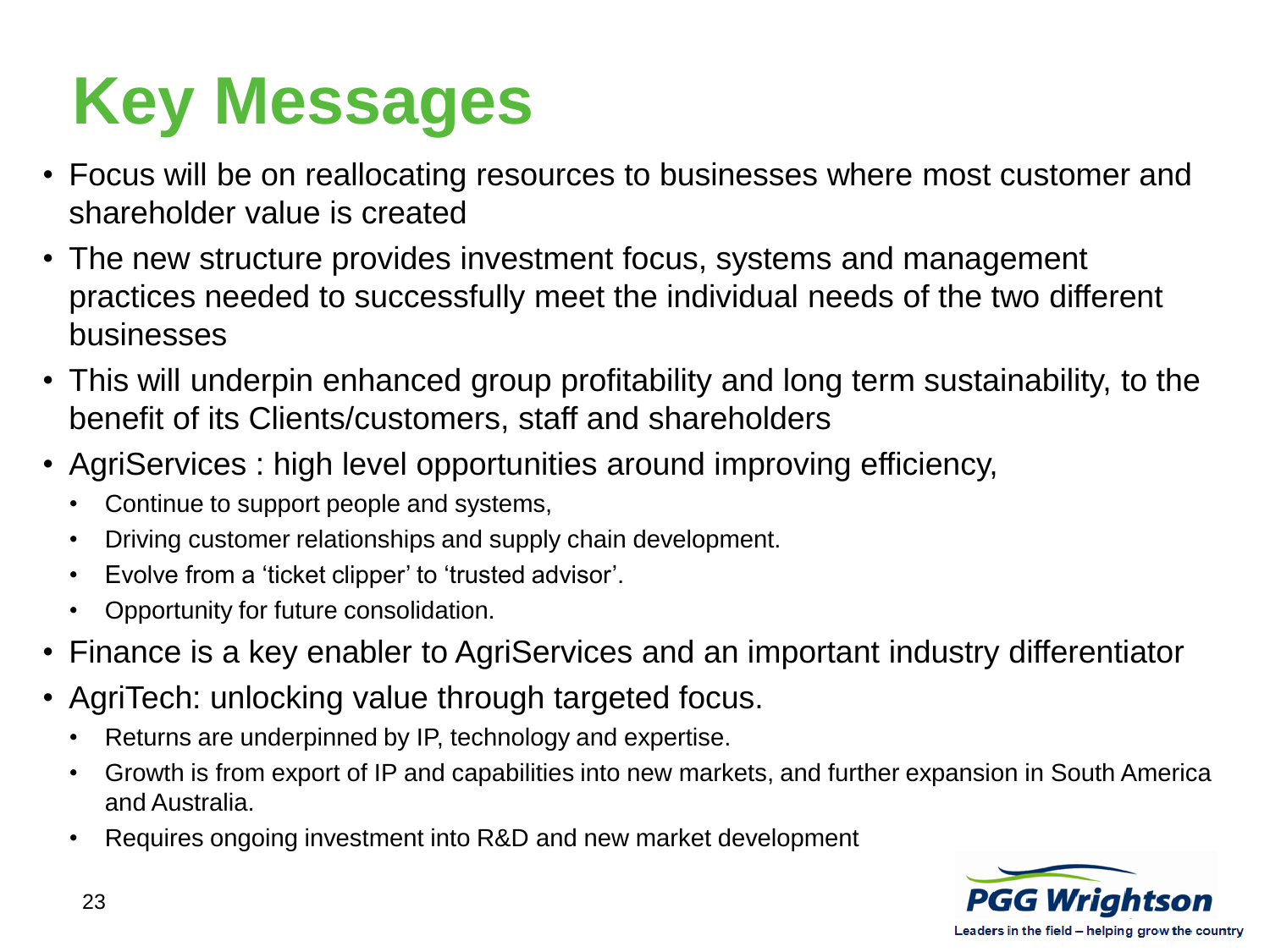# Key Messages

- Focus will be on reallocating resources to businesses where most customer and shareholder value is created
- The new structure provides investment focus, systems and management practices needed to successfully meet the individual needs of the two different businesses
- This will underpin enhanced group profitability and long term sustainability, to the benefit of its Clients/customers, staff and shareholders
- AgriServices : high level opportunities around improving efficiency,
  - Continue to support people and systems,
  - Driving customer relationships and supply chain development.
  - Evolve from a 'ticket clipper' to 'trusted advisor'.
  - Opportunity for future consolidation.
- Finance is a key enabler to AgriServices and an important industry differentiator
- AgriTech: unlocking value through targeted focus.
  - Returns are underpinned by IP, technology and expertise.
  - Growth is from export of IP and capabilities into new markets, and further expansion in South America and Australia.
  - Requires ongoing investment into R&D and new market development

PGG Wrightson

Leaders in the field – helping grow the country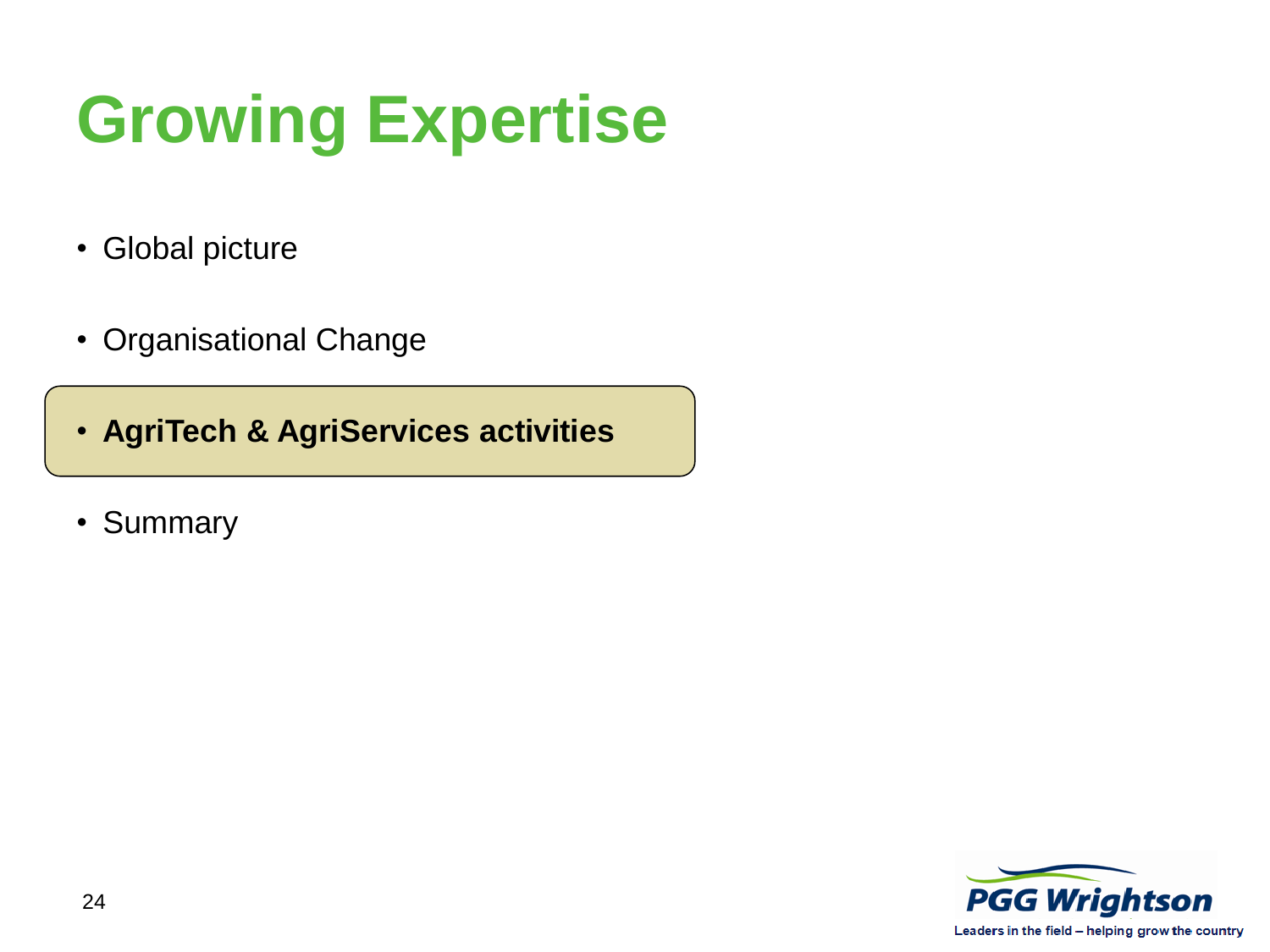# Growing Expertise

- Global picture
- Organisational Change
- **AgriTech & AgriServices activities**
- Summary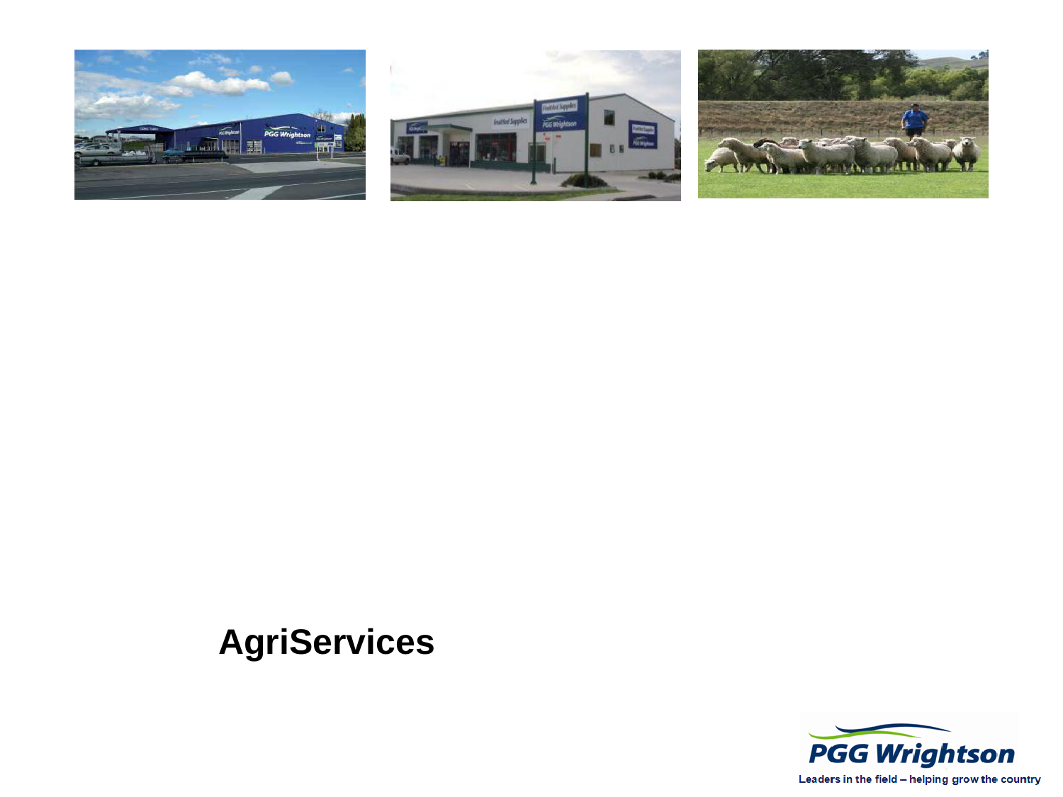# AgriServices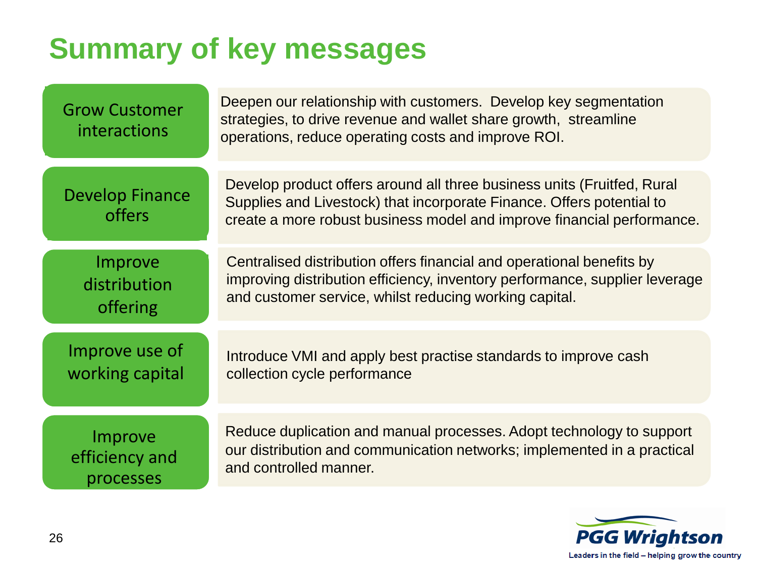# Summary of key messages

| | |
|---|---|
| Grow Customer interactions | Deepen our relationship with customers. Develop key segmentation strategies, to drive revenue and wallet share growth, streamline operations, reduce operating costs and improve ROI. |
| Develop Finance offers | Develop product offers around all three business units (Fruitfed, Rural Supplies and Livestock) that incorporate Finance. Offers potential to create a more robust business model and improve financial performance. |
| Improve distribution offering | Centralised distribution offers financial and operational benefits by improving distribution efficiency, inventory performance, supplier leverage and customer service, whilst reducing working capital. |
| Improve use of working capital | Introduce VMI and apply best practise standards to improve cash collection cycle performance |
| Improve efficiency and processes | Reduce duplication and manual processes. Adopt technology to support our distribution and communication networks; implemented in a practical and controlled manner. |

PGG Wrightson

Leaders in the field – helping grow the country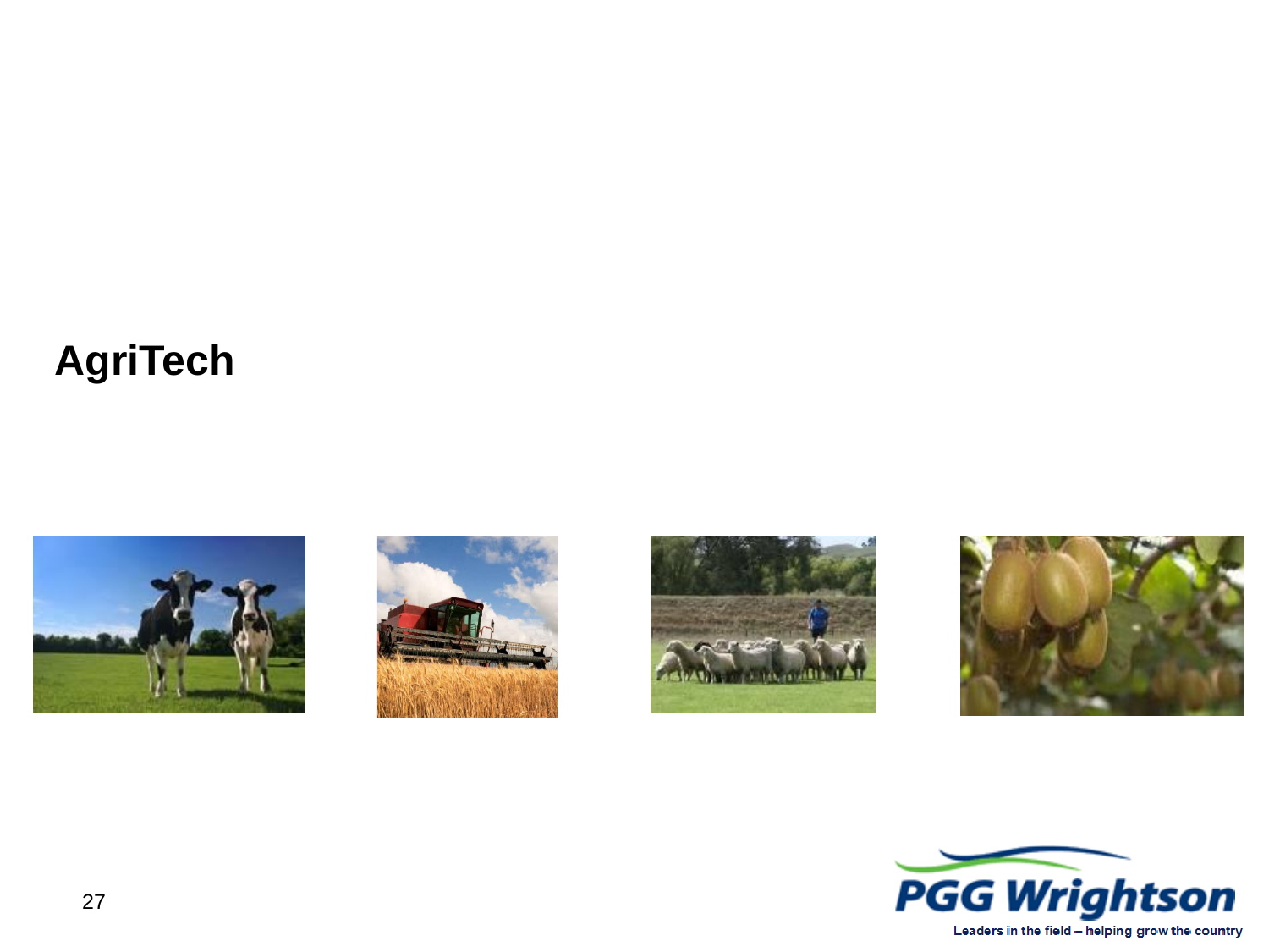# AgriTech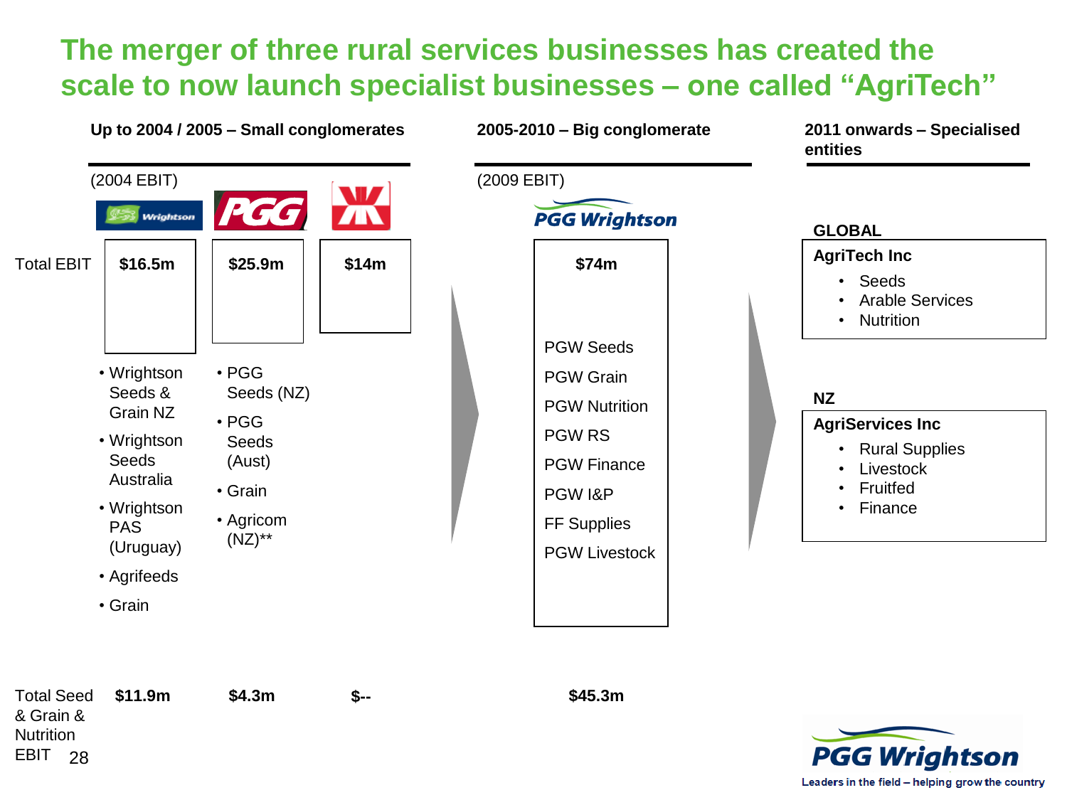# The merger of three rural services businesses has created the scale to now launch specialist businesses – one called "AgriTech"

## Up to 2004 / 2005 – Small conglomerates

(2004 EBIT)

| | Wrightson | PGG | (third company) |
|---|---|---|---|
| Total EBIT | $16.5m | $25.9m | $14m |
| Total Seed & Grain & Nutrition EBIT | $11.9m | $4.3m | $-- |

**Wrightson:**
- Wrightson Seeds & Grain NZ
- Wrightson Seeds Australia
- Wrightson PAS (Uruguay)
- Agrifeeds
- Grain

**PGG:**
- PGG Seeds (NZ)
- PGG Seeds (Aust)
- Grain
- Agricom (NZ)**

## 2005-2010 – Big conglomerate

(2009 EBIT)

**PGG Wrightson**

Total EBIT: **$74m**

- PGW Seeds
- PGW Grain
- PGW Nutrition
- PGW RS
- PGW Finance
- PGW I&P
- FF Supplies
- PGW Livestock

Total Seed & Grain & Nutrition EBIT: **$45.3m**

## 2011 onwards – Specialised entities

**GLOBAL**

**AgriTech Inc**
- Seeds
- Arable Services
- Nutrition

**NZ**

**AgriServices Inc**
- Rural Supplies
- Livestock
- Fruitfed
- Finance

PGG Wrightson

Leaders in the field – helping grow the country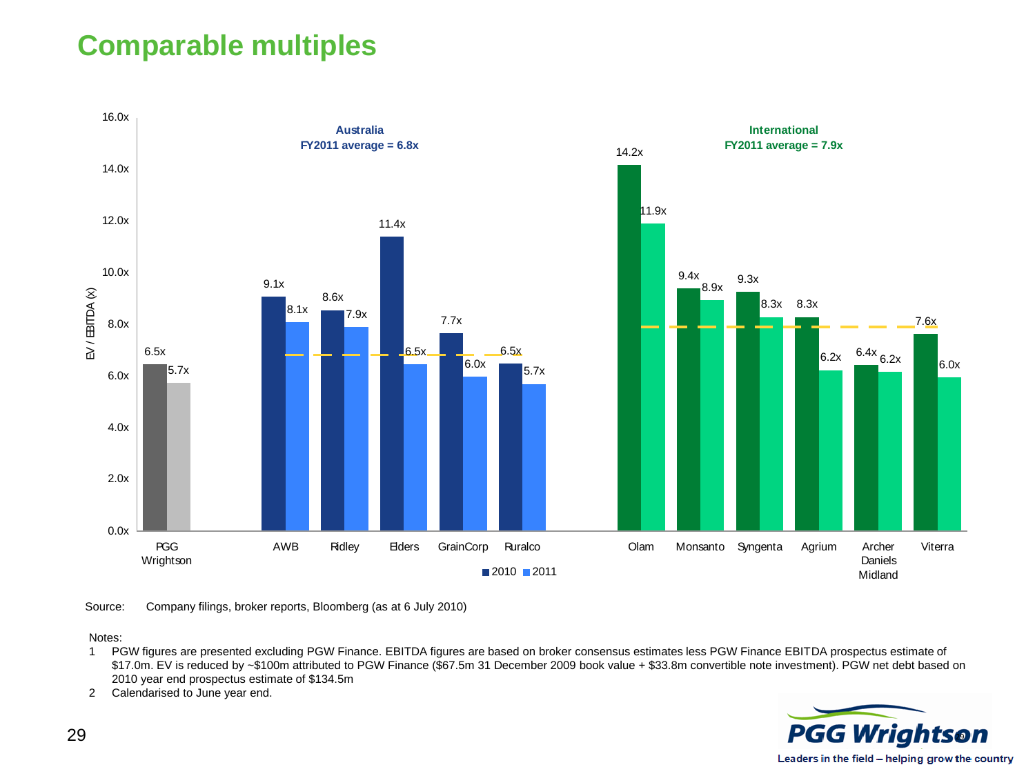# Comparable multiples

EV / EBITDA (x)

| Company | Group | 2010 | 2011 |
|---|---|---|---|
| PGG Wrightson | | 6.5x | 5.7x |
| AWB | Australia | 9.1x | 8.1x |
| Ridley | Australia | 8.6x | 7.9x |
| Elders | Australia | 11.4x | 6.5x |
| GrainCorp | Australia | 7.7x | 6.0x |
| Ruralco | Australia | 6.5x | 5.7x |
| Olam | International | 14.2x | 11.9x |
| Monsanto | International | 9.4x | 8.9x |
| Syngenta | International | 9.3x | 8.3x |
| Agrium | International | 8.3x | 6.2x |
| Archer Daniels Midland | International | 6.4x | 6.2x |
| Viterra | International | 7.6x | 6.0x |

**Australia** FY2011 average = 6.8x

**International** FY2011 average = 7.9x

Source: Company filings, broker reports, Bloomberg (as at 6 July 2010)

Notes:

1. PGW figures are presented excluding PGW Finance. EBITDA figures are based on broker consensus estimates less PGW Finance EBITDA prospectus estimate of $17.0m. EV is reduced by ~$100m attributed to PGW Finance ($67.5m 31 December 2009 book value + $33.8m convertible note investment). PGW net debt based on 2010 year end prospectus estimate of $134.5m
2. Calendarised to June year end.

PGG Wrightson — Leaders in the field – helping grow the country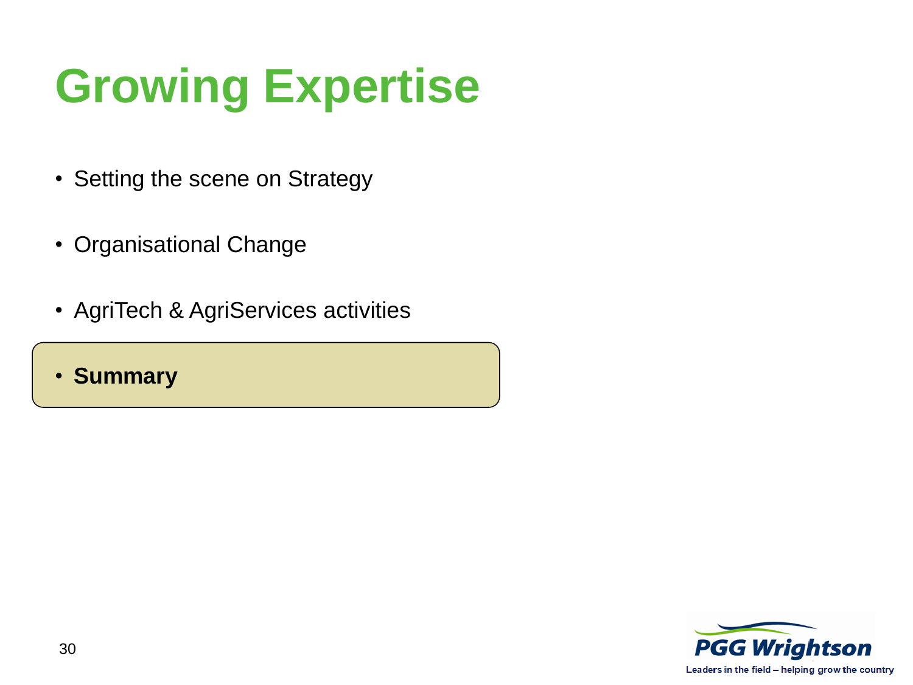# Growing Expertise

- Setting the scene on Strategy
- Organisational Change
- AgriTech & AgriServices activities
- **Summary**

PGG Wrightson

Leaders in the field – helping grow the country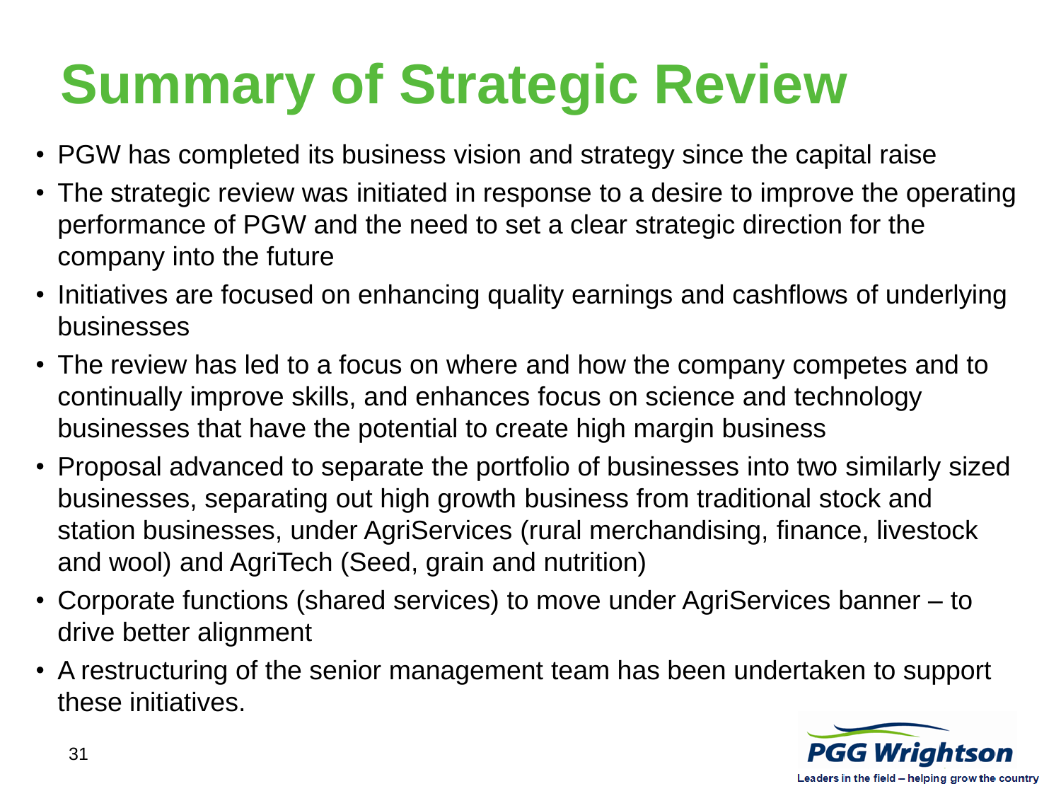# Summary of Strategic Review

- PGW has completed its business vision and strategy since the capital raise
- The strategic review was initiated in response to a desire to improve the operating performance of PGW and the need to set a clear strategic direction for the company into the future
- Initiatives are focused on enhancing quality earnings and cashflows of underlying businesses
- The review has led to a focus on where and how the company competes and to continually improve skills, and enhances focus on science and technology businesses that have the potential to create high margin business
- Proposal advanced to separate the portfolio of businesses into two similarly sized businesses, separating out high growth business from traditional stock and station businesses, under AgriServices (rural merchandising, finance, livestock and wool) and AgriTech (Seed, grain and nutrition)
- Corporate functions (shared services) to move under AgriServices banner – to drive better alignment
- A restructuring of the senior management team has been undertaken to support these initiatives.

PGG Wrightson

Leaders in the field – helping grow the country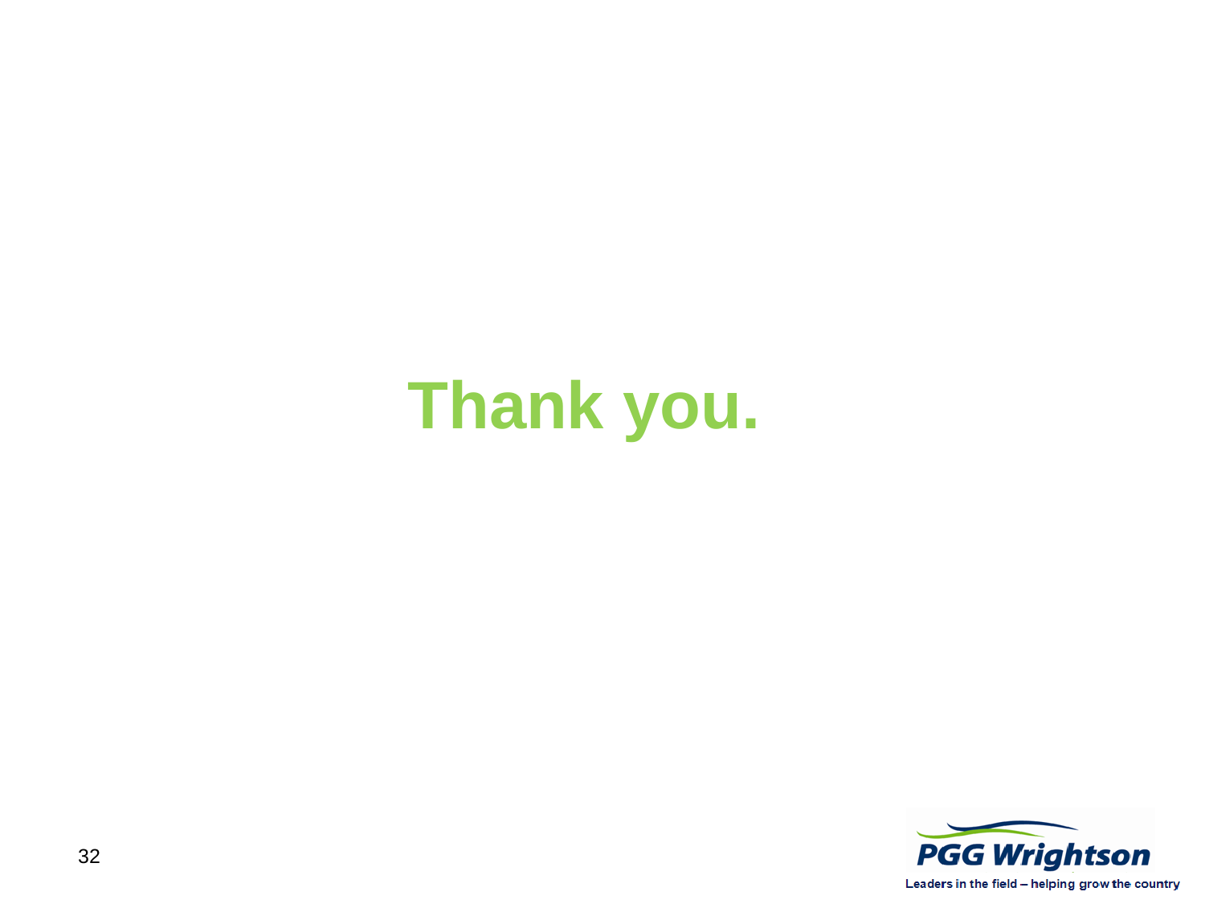# Thank you.

PGG Wrightson

Leaders in the field – helping grow the country